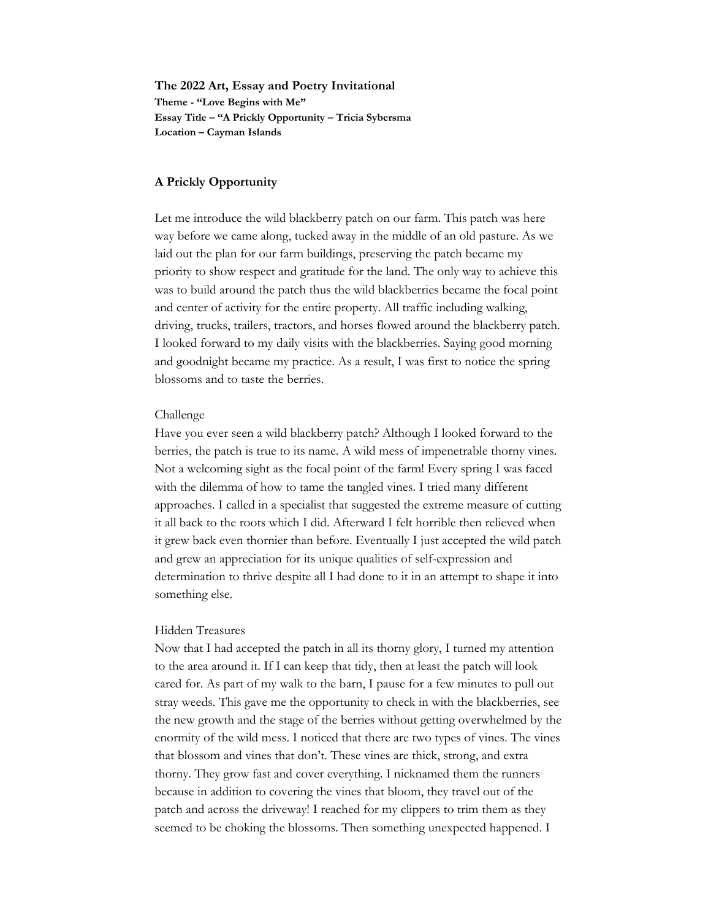**The 2022 Art, Essay and Poetry Invitational**
**Theme - "Love Begins with Me"**
**Essay Title – "A Prickly Opportunity – Tricia Sybersma**
**Location – Cayman Islands**

## A Prickly Opportunity

Let me introduce the wild blackberry patch on our farm. This patch was here way before we came along, tucked away in the middle of an old pasture. As we laid out the plan for our farm buildings, preserving the patch became my priority to show respect and gratitude for the land. The only way to achieve this was to build around the patch thus the wild blackberries became the focal point and center of activity for the entire property. All traffic including walking, driving, trucks, trailers, tractors, and horses flowed around the blackberry patch. I looked forward to my daily visits with the blackberries. Saying good morning and goodnight became my practice. As a result, I was first to notice the spring blossoms and to taste the berries.

### Challenge

Have you ever seen a wild blackberry patch? Although I looked forward to the berries, the patch is true to its name. A wild mess of impenetrable thorny vines. Not a welcoming sight as the focal point of the farm! Every spring I was faced with the dilemma of how to tame the tangled vines. I tried many different approaches. I called in a specialist that suggested the extreme measure of cutting it all back to the roots which I did. Afterward I felt horrible then relieved when it grew back even thornier than before. Eventually I just accepted the wild patch and grew an appreciation for its unique qualities of self-expression and determination to thrive despite all I had done to it in an attempt to shape it into something else.

### Hidden Treasures

Now that I had accepted the patch in all its thorny glory, I turned my attention to the area around it. If I can keep that tidy, then at least the patch will look cared for. As part of my walk to the barn, I pause for a few minutes to pull out stray weeds. This gave me the opportunity to check in with the blackberries, see the new growth and the stage of the berries without getting overwhelmed by the enormity of the wild mess. I noticed that there are two types of vines. The vines that blossom and vines that don't. These vines are thick, strong, and extra thorny. They grow fast and cover everything. I nicknamed them the runners because in addition to covering the vines that bloom, they travel out of the patch and across the driveway! I reached for my clippers to trim them as they seemed to be choking the blossoms. Then something unexpected happened. I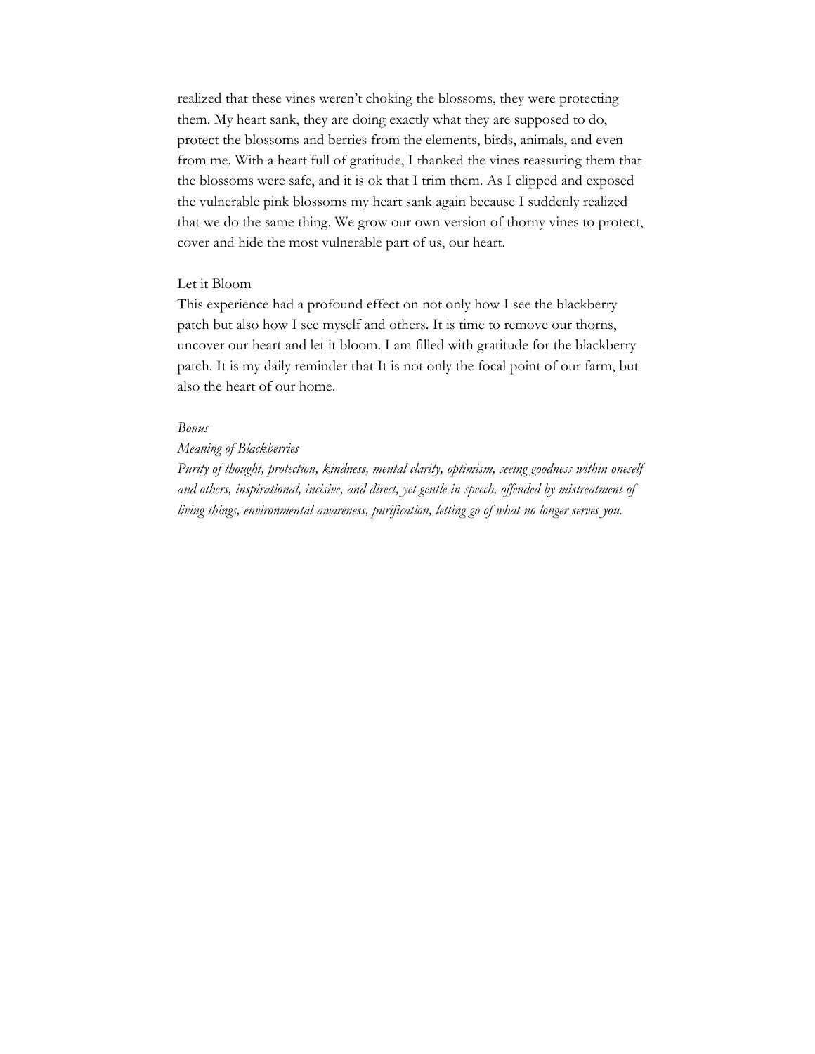realized that these vines weren't choking the blossoms, they were protecting them. My heart sank, they are doing exactly what they are supposed to do, protect the blossoms and berries from the elements, birds, animals, and even from me. With a heart full of gratitude, I thanked the vines reassuring them that the blossoms were safe, and it is ok that I trim them. As I clipped and exposed the vulnerable pink blossoms my heart sank again because I suddenly realized that we do the same thing. We grow our own version of thorny vines to protect, cover and hide the most vulnerable part of us, our heart.

## Let it Bloom

This experience had a profound effect on not only how I see the blackberry patch but also how I see myself and others. It is time to remove our thorns, uncover our heart and let it bloom. I am filled with gratitude for the blackberry patch. It is my daily reminder that It is not only the focal point of our farm, but also the heart of our home.

*Bonus*

*Meaning of Blackberries*

*Purity of thought, protection, kindness, mental clarity, optimism, seeing goodness within oneself and others, inspirational, incisive, and direct, yet gentle in speech, offended by mistreatment of living things, environmental awareness, purification, letting go of what no longer serves you.*